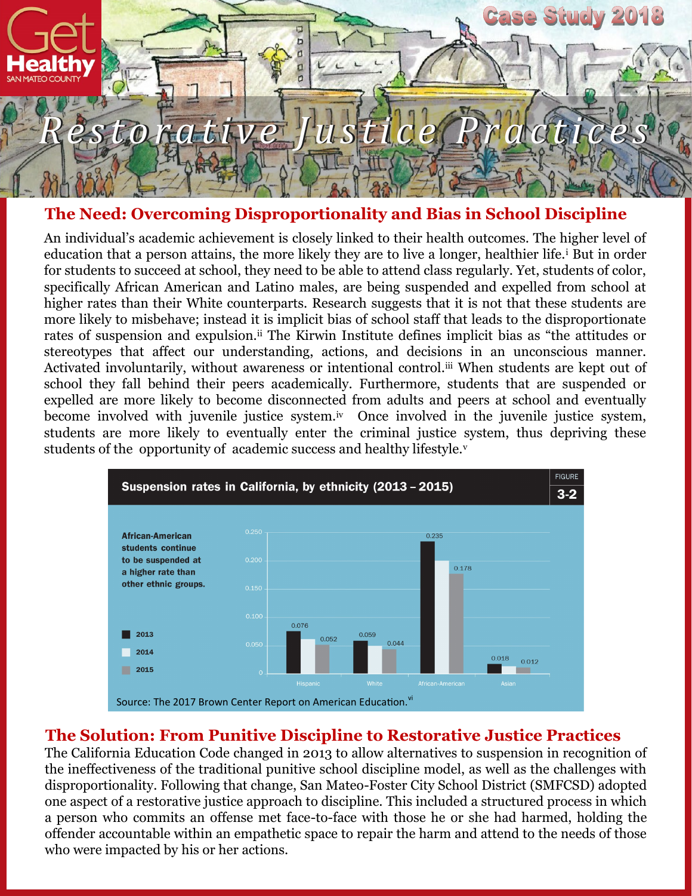# Restorative Justice Practices

Case Study 2018

## The Need: Overcoming Disproportionality and Bias in School Discipline

An individual's academic achievement is closely linked to their health outcomes. The higher level of education that a person attains, the more likely they are to live a longer, healthier life.[i] But in order for students to succeed at school, they need to be able to attend class regularly. Yet, students of color, specifically African American and Latino males, are being suspended and expelled from school at higher rates than their White counterparts. Research suggests that it is not that these students are more likely to misbehave; instead it is implicit bias of school staff that leads to the disproportionate rates of suspension and expulsion.[ii] The Kirwin Institute defines implicit bias as "the attitudes or stereotypes that affect our understanding, actions, and decisions in an unconscious manner. Activated involuntarily, without awareness or intentional control.[iii] When students are kept out of school they fall behind their peers academically. Furthermore, students that are suspended or expelled are more likely to become disconnected from adults and peers at school and eventually become involved with juvenile justice system.[iv] Once involved in the juvenile justice system, students are more likely to eventually enter the criminal justice system, thus depriving these students of the opportunity of academic success and healthy lifestyle.[v]

**Suspension rates in California, by ethnicity (2013 – 2015)** — FIGURE 3-2

African-American students continue to be suspended at a higher rate than other ethnic groups.

| | 2013 | 2015 |
|---|---|---|
| Hispanic | 0.076 | 0.052 |
| White | 0.059 | 0.044 |
| African-American | 0.235 | 0.178 |
| Asian | 0.018 | 0.012 |

Source: The 2017 Brown Center Report on American Education.[vi]

## The Solution: From Punitive Discipline to Restorative Justice Practices

The California Education Code changed in 2013 to allow alternatives to suspension in recognition of the ineffectiveness of the traditional punitive school discipline model, as well as the challenges with disproportionality. Following that change, San Mateo-Foster City School District (SMFCSD) adopted one aspect of a restorative justice approach to discipline. This included a structured process in which a person who commits an offense met face-to-face with those he or she had harmed, holding the offender accountable within an empathetic space to repair the harm and attend to the needs of those who were impacted by his or her actions.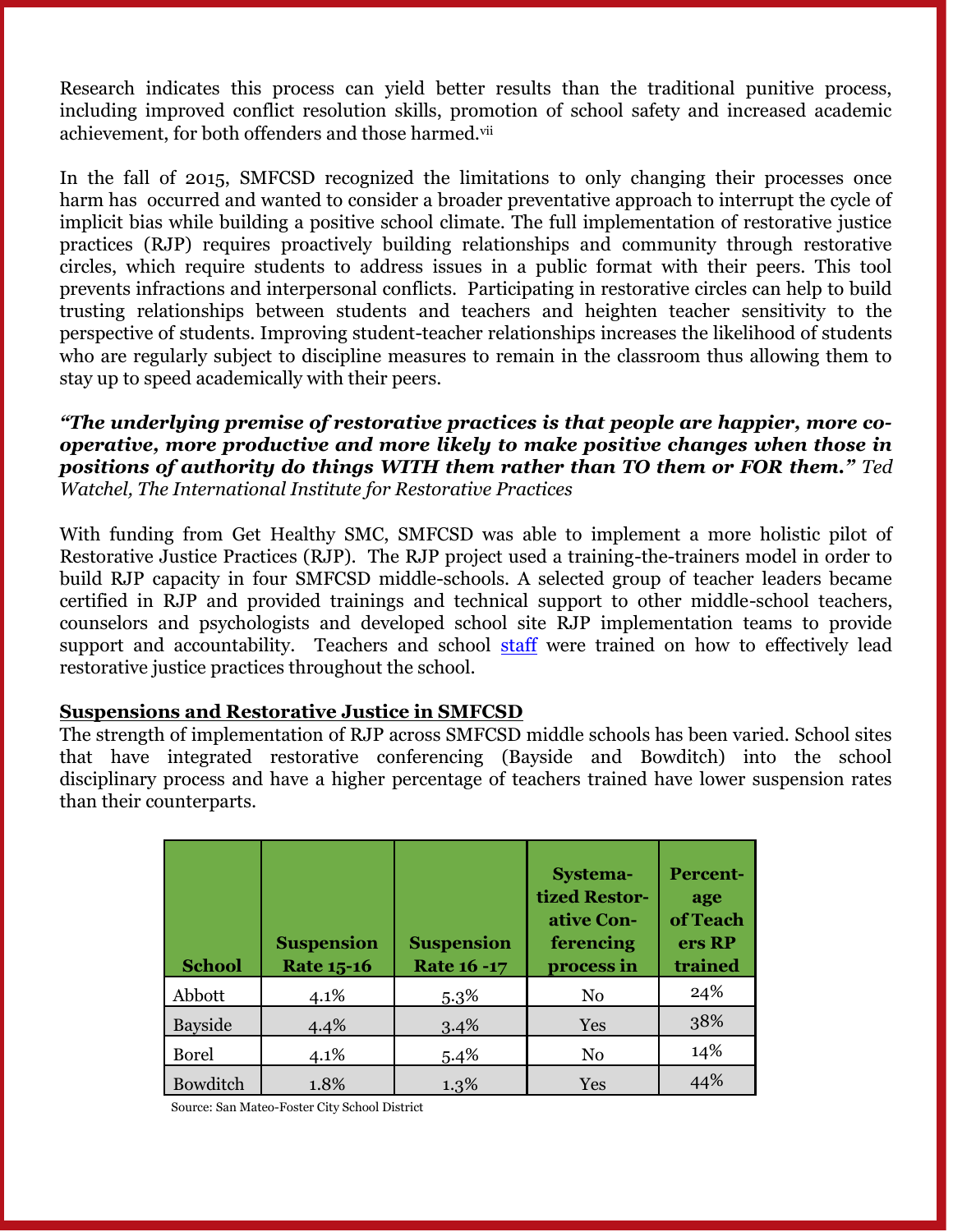Research indicates this process can yield better results than the traditional punitive process, including improved conflict resolution skills, promotion of school safety and increased academic achievement, for both offenders and those harmed.[vii]

In the fall of 2015, SMFCSD recognized the limitations to only changing their processes once harm has occurred and wanted to consider a broader preventative approach to interrupt the cycle of implicit bias while building a positive school climate. The full implementation of restorative justice practices (RJP) requires proactively building relationships and community through restorative circles, which require students to address issues in a public format with their peers. This tool prevents infractions and interpersonal conflicts. Participating in restorative circles can help to build trusting relationships between students and teachers and heighten teacher sensitivity to the perspective of students. Improving student-teacher relationships increases the likelihood of students who are regularly subject to discipline measures to remain in the classroom thus allowing them to stay up to speed academically with their peers.

***"The underlying premise of restorative practices is that people are happier, more co-operative, more productive and more likely to make positive changes when those in positions of authority do things WITH them rather than TO them or FOR them."*** *Ted Watchel, The International Institute for Restorative Practices*

With funding from Get Healthy SMC, SMFCSD was able to implement a more holistic pilot of Restorative Justice Practices (RJP). The RJP project used a training-the-trainers model in order to build RJP capacity in four SMFCSD middle-schools. A selected group of teacher leaders became certified in RJP and provided trainings and technical support to other middle-school teachers, counselors and psychologists and developed school site RJP implementation teams to provide support and accountability. Teachers and school staff were trained on how to effectively lead restorative justice practices throughout the school.

**Suspensions and Restorative Justice in SMFCSD**

The strength of implementation of RJP across SMFCSD middle schools has been varied. School sites that have integrated restorative conferencing (Bayside and Bowditch) into the school disciplinary process and have a higher percentage of teachers trained have lower suspension rates than their counterparts.

| School | Suspension Rate 15-16 | Suspension Rate 16 -17 | Systematized Restorative Conferencing process in | Percentage of Teachers RP trained |
|---|---|---|---|---|
| Abbott | 4.1% | 5.3% | No | 24% |
| Bayside | 4.4% | 3.4% | Yes | 38% |
| Borel | 4.1% | 5.4% | No | 14% |
| Bowditch | 1.8% | 1.3% | Yes | 44% |

Source: San Mateo-Foster City School District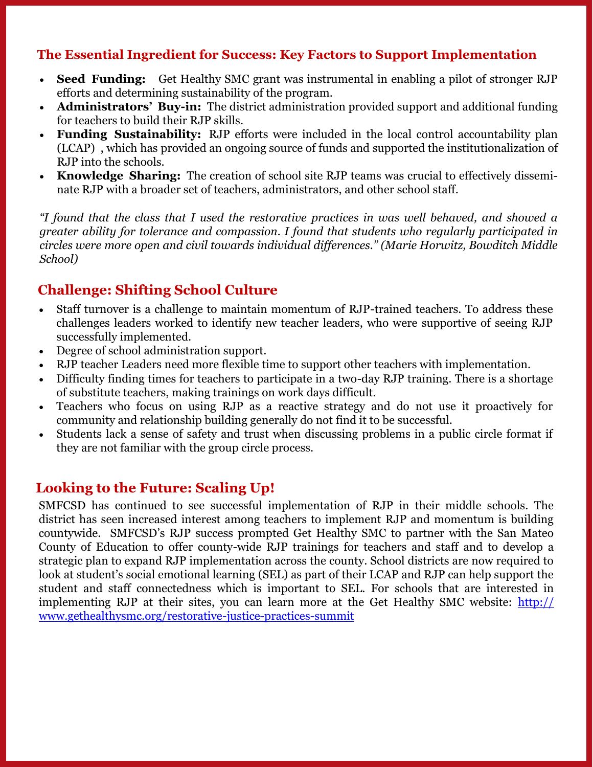## The Essential Ingredient for Success: Key Factors to Support Implementation

- **Seed Funding:** Get Healthy SMC grant was instrumental in enabling a pilot of stronger RJP efforts and determining sustainability of the program.
- **Administrators' Buy-in:** The district administration provided support and additional funding for teachers to build their RJP skills.
- **Funding Sustainability:** RJP efforts were included in the local control accountability plan (LCAP) , which has provided an ongoing source of funds and supported the institutionalization of RJP into the schools.
- **Knowledge Sharing:** The creation of school site RJP teams was crucial to effectively disseminate RJP with a broader set of teachers, administrators, and other school staff.

*"I found that the class that I used the restorative practices in was well behaved, and showed a greater ability for tolerance and compassion. I found that students who regularly participated in circles were more open and civil towards individual differences." (Marie Horwitz, Bowditch Middle School)*

## Challenge: Shifting School Culture

- Staff turnover is a challenge to maintain momentum of RJP-trained teachers. To address these challenges leaders worked to identify new teacher leaders, who were supportive of seeing RJP successfully implemented.
- Degree of school administration support.
- RJP teacher Leaders need more flexible time to support other teachers with implementation.
- Difficulty finding times for teachers to participate in a two-day RJP training. There is a shortage of substitute teachers, making trainings on work days difficult.
- Teachers who focus on using RJP as a reactive strategy and do not use it proactively for community and relationship building generally do not find it to be successful.
- Students lack a sense of safety and trust when discussing problems in a public circle format if they are not familiar with the group circle process.

## Looking to the Future: Scaling Up!

SMFCSD has continued to see successful implementation of RJP in their middle schools. The district has seen increased interest among teachers to implement RJP and momentum is building countywide. SMFCSD's RJP success prompted Get Healthy SMC to partner with the San Mateo County of Education to offer county-wide RJP trainings for teachers and staff and to develop a strategic plan to expand RJP implementation across the county. School districts are now required to look at student's social emotional learning (SEL) as part of their LCAP and RJP can help support the student and staff connectedness which is important to SEL. For schools that are interested in implementing RJP at their sites, you can learn more at the Get Healthy SMC website: http://www.gethealthysmc.org/restorative-justice-practices-summit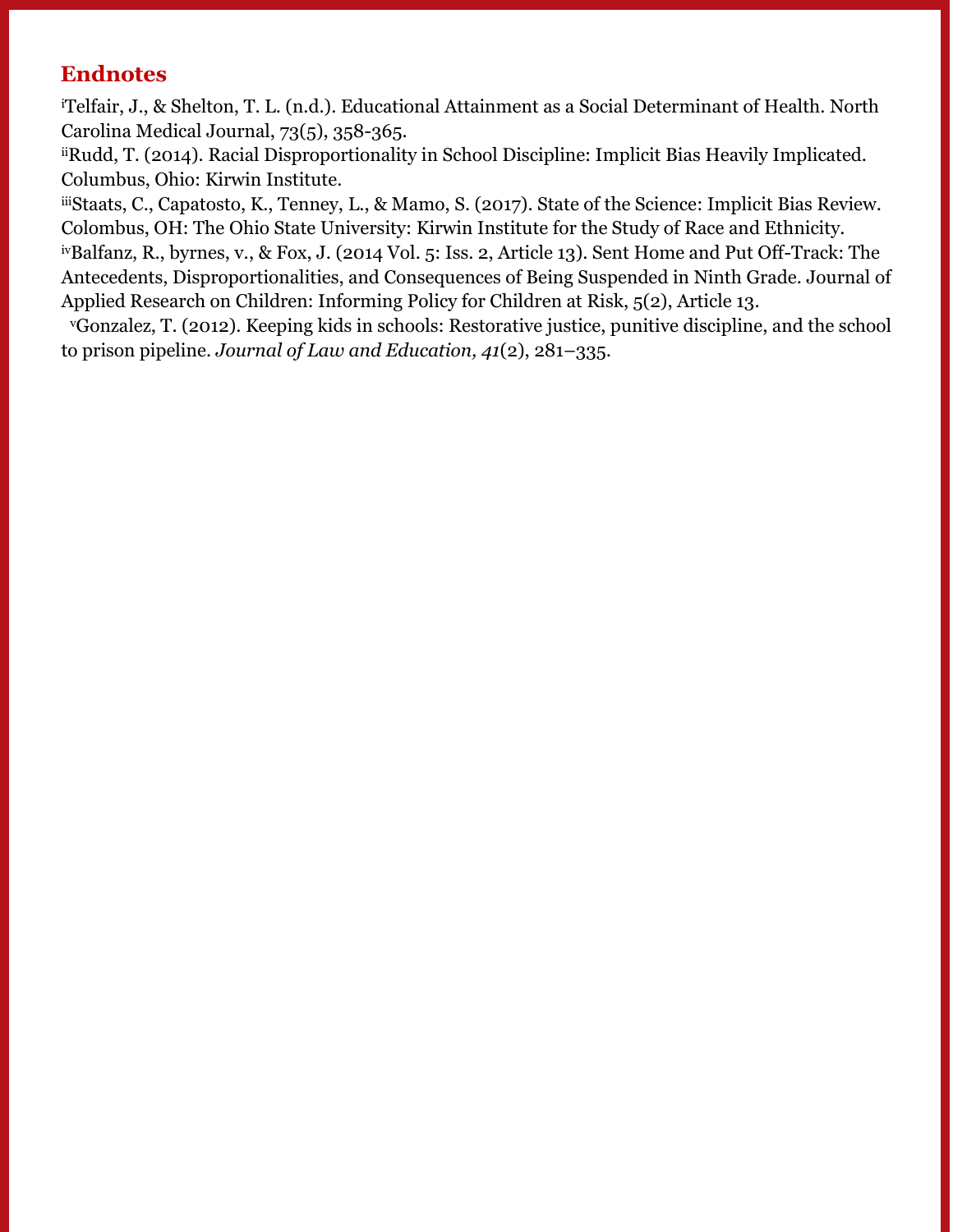## Endnotes

[i]Telfair, J., & Shelton, T. L. (n.d.). Educational Attainment as a Social Determinant of Health. North Carolina Medical Journal, 73(5), 358-365.
[ii]Rudd, T. (2014). Racial Disproportionality in School Discipline: Implicit Bias Heavily Implicated. Columbus, Ohio: Kirwin Institute.
[iii]Staats, C., Capatosto, K., Tenney, L., & Mamo, S. (2017). State of the Science: Implicit Bias Review. Colombus, OH: The Ohio State University: Kirwin Institute for the Study of Race and Ethnicity.
[iv]Balfanz, R., byrnes, v., & Fox, J. (2014 Vol. 5: Iss. 2, Article 13). Sent Home and Put Off-Track: The Antecedents, Disproportionalities, and Consequences of Being Suspended in Ninth Grade. Journal of Applied Research on Children: Informing Policy for Children at Risk, 5(2), Article 13.
[v]Gonzalez, T. (2012). Keeping kids in schools: Restorative justice, punitive discipline, and the school to prison pipeline. *Journal of Law and Education, 41*(2), 281–335.